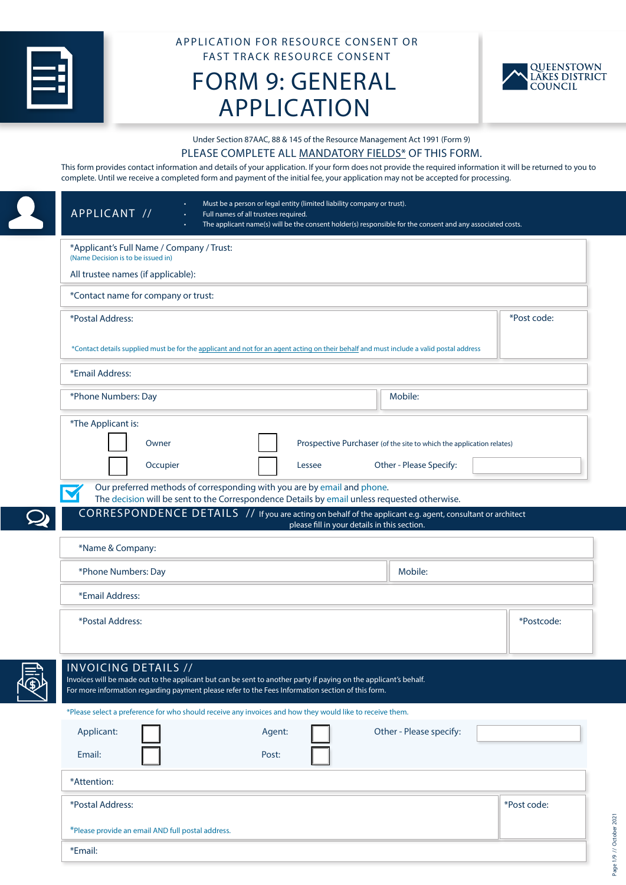APPLICATION FOR RESOURCE CONSENT OR FAST TRACK RESOURCE CONSENT

# FORM 9: GENERAL APPLICATION

QUEENSTOWN LAKES DISTRICT COUNCIL

Under Section 87AAC, 88 & 145 of the Resource Management Act 1991 (Form 9)

PLEASE COMPLETE ALL MANDATORY FIELDS* OF THIS FORM.

This form provides contact information and details of your application. If your form does not provide the required information it will be returned to you to complete. Until we receive a completed form and payment of the initial fee, your application may not be accepted for processing.

## APPLICANT //

- Must be a person or legal entity (limited liability company or trust).
- Full names of all trustees required.
- The applicant name(s) will be the consent holder(s) responsible for the consent and any associated costs.

*Applicant's Full Name / Company / Trust:
(Name Decision is to be issued in)

All trustee names (if applicable):

*Contact name for company or trust:

*Postal Address:

*Post code:

*Contact details supplied must be for the applicant and not for an agent acting on their behalf and must include a valid postal address

*Email Address:

*Phone Numbers: Day

Mobile:

*The Applicant is:

- ☐ Owner
- ☐ Prospective Purchaser (of the site to which the application relates)
- ☐ Occupier
- ☐ Lessee
- Other - Please Specify:

Our preferred methods of corresponding with you are by email and phone.
The decision will be sent to the Correspondence Details by email unless requested otherwise.

## CORRESPONDENCE DETAILS //

If you are acting on behalf of the applicant e.g. agent, consultant or architect please fill in your details in this section.

*Name & Company:

*Phone Numbers: Day

Mobile:

*Email Address:

*Postal Address:

*Postcode:

## INVOICING DETAILS //

Invoices will be made out to the applicant but can be sent to another party if paying on the applicant's behalf.
For more information regarding payment please refer to the Fees Information section of this form.

*Please select a preference for who should receive any invoices and how they would like to receive them.

- Applicant: ☐
- Agent: ☐
- Other - Please specify:
- Email: ☐
- Post: ☐

*Attention:

*Postal Address:

*Post code:

*Please provide an email AND full postal address.

*Email: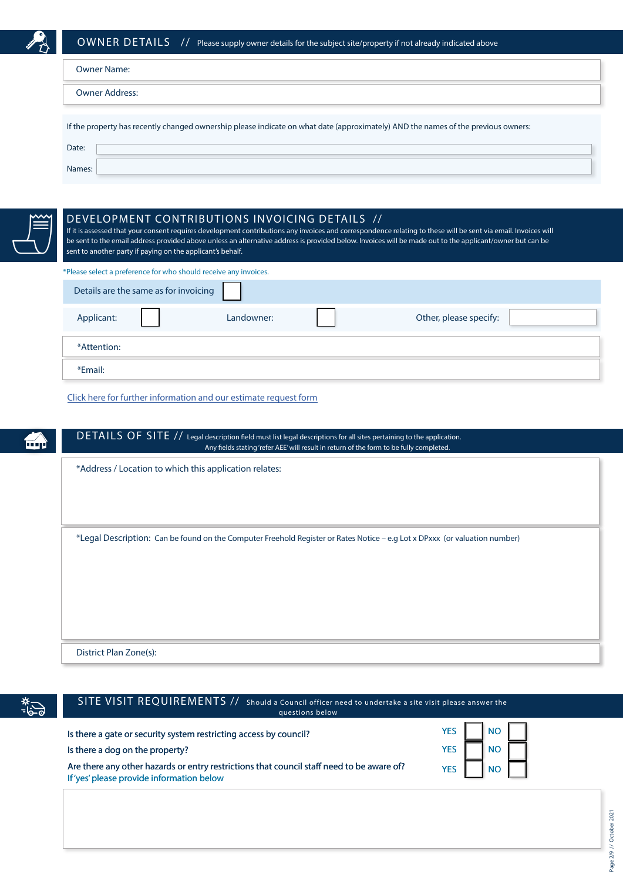## OWNER DETAILS // Please supply owner details for the subject site/property if not already indicated above

Owner Name:

Owner Address:

If the property has recently changed ownership please indicate on what date (approximately) AND the names of the previous owners:

Date:

Names:

## DEVELOPMENT CONTRIBUTIONS INVOICING DETAILS //

If it is assessed that your consent requires development contributions any invoices and correspondence relating to these will be sent via email. Invoices will be sent to the email address provided above unless an alternative address is provided below. Invoices will be made out to the applicant/owner but can be sent to another party if paying on the applicant's behalf.

*Please select a preference for who should receive any invoices.

Details are the same as for invoicing ☐

Applicant: ☐ Landowner: ☐ Other, please specify:

*Attention:

*Email:

Click here for further information and our estimate request form

## DETAILS OF SITE // Legal description field must list legal descriptions for all sites pertaining to the application. Any fields stating 'refer AEE' will result in return of the form to be fully completed.

*Address / Location to which this application relates:

*Legal Description: Can be found on the Computer Freehold Register or Rates Notice – e.g Lot x DPxxx (or valuation number)

District Plan Zone(s):

## SITE VISIT REQUIREMENTS // Should a Council officer need to undertake a site visit please answer the questions below

| | | |
|---|---|---|
| Is there a gate or security system restricting access by council? | YES ☐ | NO ☐ |
| Is there a dog on the property? | YES ☐ | NO ☐ |
| Are there any other hazards or entry restrictions that council staff need to be aware of? | YES ☐ | NO ☐ |

If 'yes' please provide information below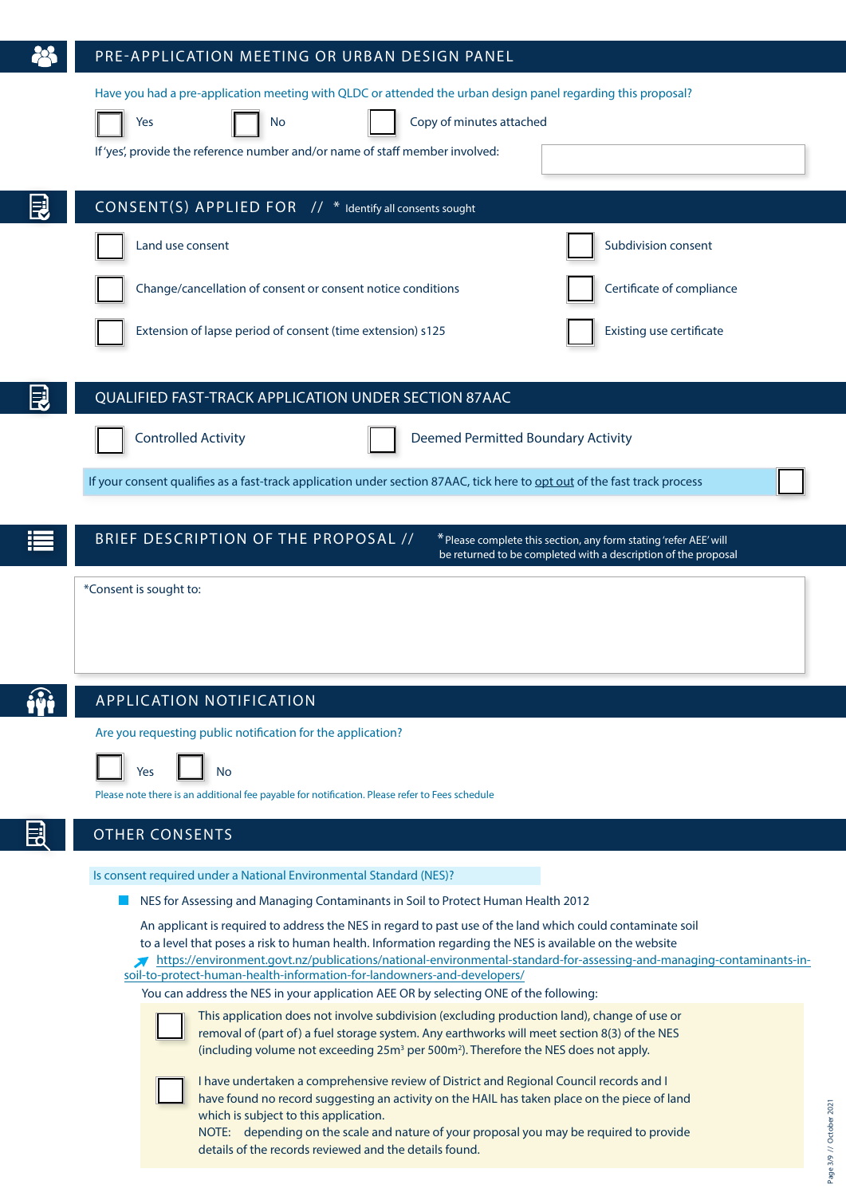## PRE-APPLICATION MEETING OR URBAN DESIGN PANEL

Have you had a pre-application meeting with QLDC or attended the urban design panel regarding this proposal?

☐ Yes ☐ No ☐ Copy of minutes attached

If 'yes', provide the reference number and/or name of staff member involved:

## CONSENT(S) APPLIED FOR // * Identify all consents sought

☐ Land use consent

☐ Subdivision consent

☐ Change/cancellation of consent or consent notice conditions

☐ Certificate of compliance

☐ Extension of lapse period of consent (time extension) s125

☐ Existing use certificate

## QUALIFIED FAST-TRACK APPLICATION UNDER SECTION 87AAC

☐ Controlled Activity ☐ Deemed Permitted Boundary Activity

If your consent qualifies as a fast-track application under section 87AAC, tick here to opt out of the fast track process ☐

## BRIEF DESCRIPTION OF THE PROPOSAL // *Please complete this section, any form stating 'refer AEE' will be returned to be completed with a description of the proposal

*Consent is sought to:

## APPLICATION NOTIFICATION

Are you requesting public notification for the application?

☐ Yes ☐ No

Please note there is an additional fee payable for notification. Please refer to Fees schedule

## OTHER CONSENTS

Is consent required under a National Environmental Standard (NES)?

- NES for Assessing and Managing Contaminants in Soil to Protect Human Health 2012

An applicant is required to address the NES in regard to past use of the land which could contaminate soil to a level that poses a risk to human health. Information regarding the NES is available on the website https://environment.govt.nz/publications/national-environmental-standard-for-assessing-and-managing-contaminants-in-soil-to-protect-human-health-information-for-landowners-and-developers/

You can address the NES in your application AEE OR by selecting ONE of the following:

☐ This application does not involve subdivision (excluding production land), change of use or removal of (part of) a fuel storage system. Any earthworks will meet section 8(3) of the NES (including volume not exceeding 25m³ per 500m²). Therefore the NES does not apply.

☐ I have undertaken a comprehensive review of District and Regional Council records and I have found no record suggesting an activity on the HAIL has taken place on the piece of land which is subject to this application.
NOTE: depending on the scale and nature of your proposal you may be required to provide details of the records reviewed and the details found.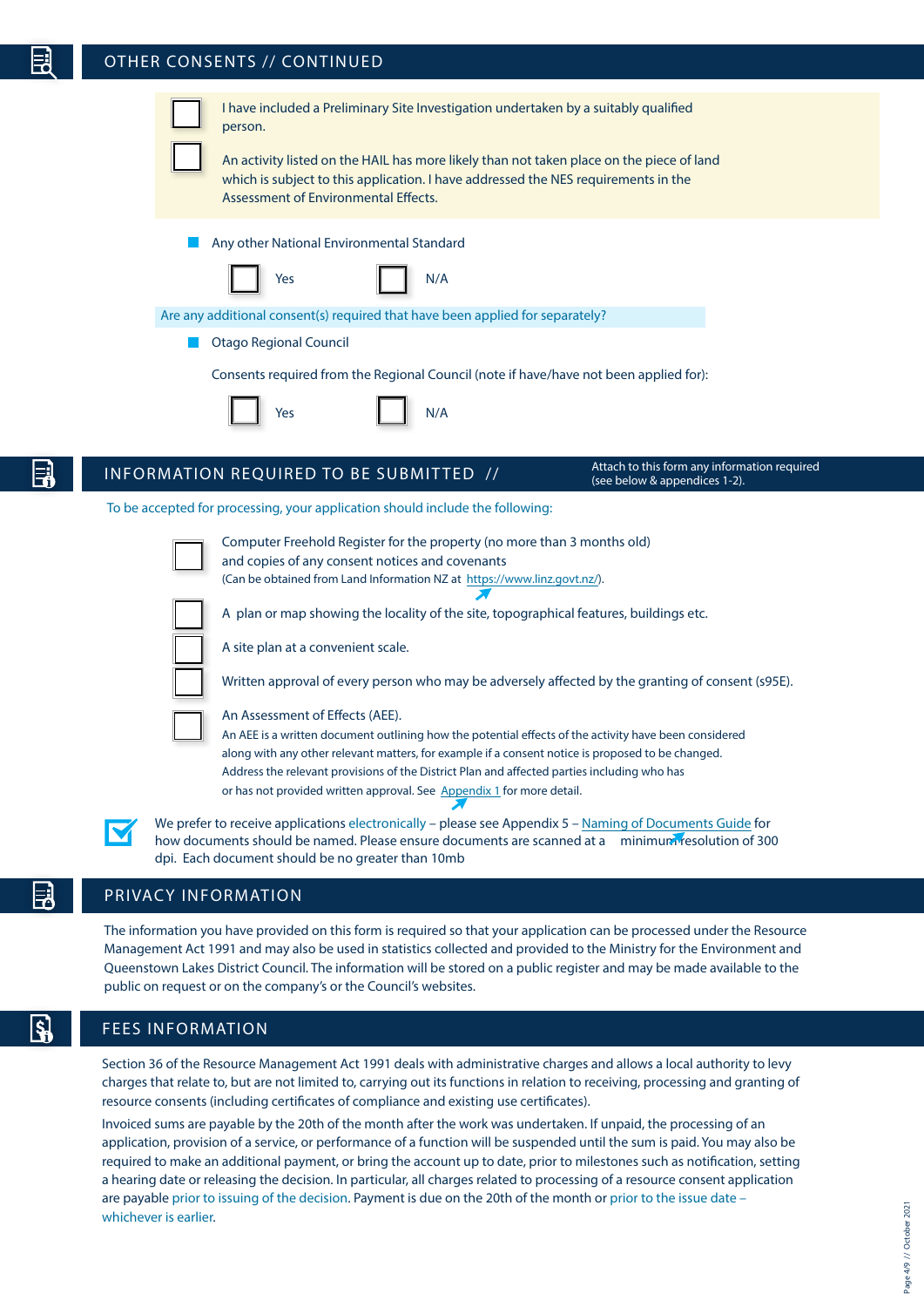## OTHER CONSENTS // CONTINUED

- [ ] I have included a Preliminary Site Investigation undertaken by a suitably qualified person.
- [ ] An activity listed on the HAIL has more likely than not taken place on the piece of land which is subject to this application. I have addressed the NES requirements in the Assessment of Environmental Effects.

**Any other National Environmental Standard**

- [ ] Yes
- [ ] N/A

Are any additional consent(s) required that have been applied for separately?

**Otago Regional Council**

Consents required from the Regional Council (note if have/have not been applied for):

- [ ] Yes
- [ ] N/A

## INFORMATION REQUIRED TO BE SUBMITTED //

Attach to this form any information required (see below & appendices 1-2).

To be accepted for processing, your application should include the following:

- [ ] Computer Freehold Register for the property (no more than 3 months old) and copies of any consent notices and covenants (Can be obtained from Land Information NZ at https://www.linz.govt.nz/).
- [ ] A plan or map showing the locality of the site, topographical features, buildings etc.
- [ ] A site plan at a convenient scale.
- [ ] Written approval of every person who may be adversely affected by the granting of consent (s95E).
- [ ] An Assessment of Effects (AEE).
  An AEE is a written document outlining how the potential effects of the activity have been considered along with any other relevant matters, for example if a consent notice is proposed to be changed. Address the relevant provisions of the District Plan and affected parties including who has or has not provided written approval. See Appendix 1 for more detail.

- [x] We prefer to receive applications electronically – please see Appendix 5 – Naming of Documents Guide for how documents should be named. Please ensure documents are scanned at a minimum resolution of 300 dpi. Each document should be no greater than 10mb

## PRIVACY INFORMATION

The information you have provided on this form is required so that your application can be processed under the Resource Management Act 1991 and may also be used in statistics collected and provided to the Ministry for the Environment and Queenstown Lakes District Council. The information will be stored on a public register and may be made available to the public on request or on the company's or the Council's websites.

## FEES INFORMATION

Section 36 of the Resource Management Act 1991 deals with administrative charges and allows a local authority to levy charges that relate to, but are not limited to, carrying out its functions in relation to receiving, processing and granting of resource consents (including certificates of compliance and existing use certificates).

Invoiced sums are payable by the 20th of the month after the work was undertaken. If unpaid, the processing of an application, provision of a service, or performance of a function will be suspended until the sum is paid. You may also be required to make an additional payment, or bring the account up to date, prior to milestones such as notification, setting a hearing date or releasing the decision. In particular, all charges related to processing of a resource consent application are payable prior to issuing of the decision. Payment is due on the 20th of the month or prior to the issue date – whichever is earlier.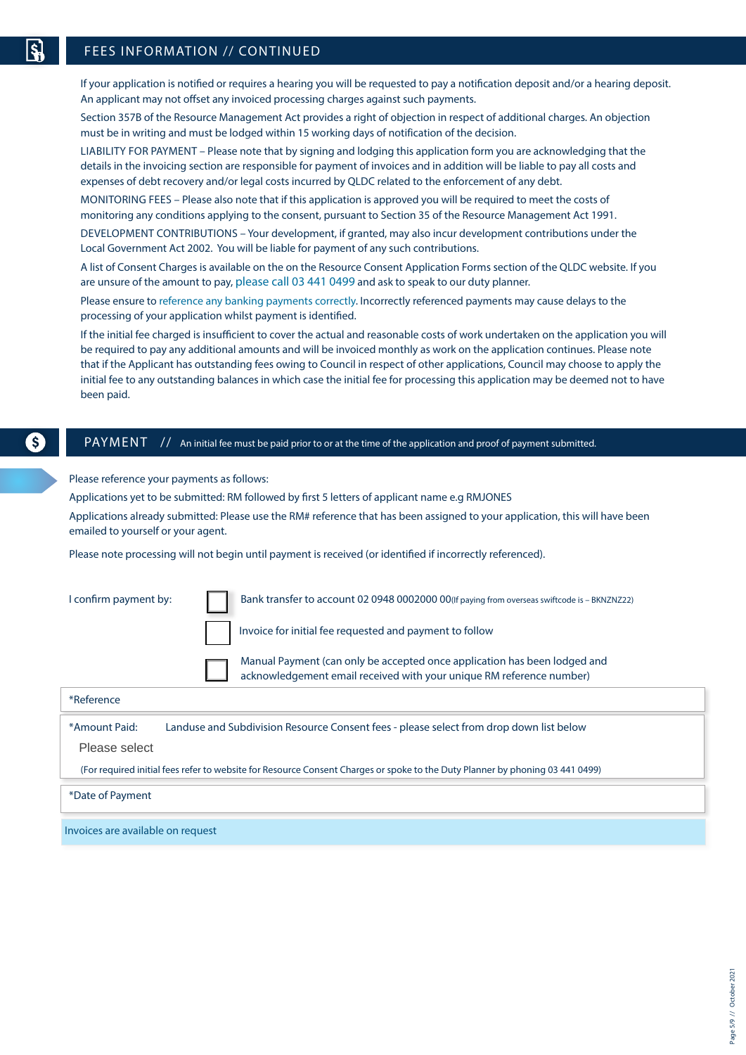## FEES INFORMATION // CONTINUED

If your application is notified or requires a hearing you will be requested to pay a notification deposit and/or a hearing deposit. An applicant may not offset any invoiced processing charges against such payments.

Section 357B of the Resource Management Act provides a right of objection in respect of additional charges. An objection must be in writing and must be lodged within 15 working days of notification of the decision.

LIABILITY FOR PAYMENT – Please note that by signing and lodging this application form you are acknowledging that the details in the invoicing section are responsible for payment of invoices and in addition will be liable to pay all costs and expenses of debt recovery and/or legal costs incurred by QLDC related to the enforcement of any debt.

MONITORING FEES – Please also note that if this application is approved you will be required to meet the costs of monitoring any conditions applying to the consent, pursuant to Section 35 of the Resource Management Act 1991.

DEVELOPMENT CONTRIBUTIONS – Your development, if granted, may also incur development contributions under the Local Government Act 2002. You will be liable for payment of any such contributions.

A list of Consent Charges is available on the on the Resource Consent Application Forms section of the QLDC website. If you are unsure of the amount to pay, please call 03 441 0499 and ask to speak to our duty planner.

Please ensure to reference any banking payments correctly. Incorrectly referenced payments may cause delays to the processing of your application whilst payment is identified.

If the initial fee charged is insufficient to cover the actual and reasonable costs of work undertaken on the application you will be required to pay any additional amounts and will be invoiced monthly as work on the application continues. Please note that if the Applicant has outstanding fees owing to Council in respect of other applications, Council may choose to apply the initial fee to any outstanding balances in which case the initial fee for processing this application may be deemed not to have been paid.

## PAYMENT // An initial fee must be paid prior to or at the time of the application and proof of payment submitted.

Please reference your payments as follows:

Applications yet to be submitted: RM followed by first 5 letters of applicant name e.g RMJONES

Applications already submitted: Please use the RM# reference that has been assigned to your application, this will have been emailed to yourself or your agent.

Please note processing will not begin until payment is received (or identified if incorrectly referenced).

I confirm payment by:

- ☐ Bank transfer to account 02 0948 0002000 00 (If paying from overseas swiftcode is – BKNZNZ22)
- ☐ Invoice for initial fee requested and payment to follow
- ☐ Manual Payment (can only be accepted once application has been lodged and acknowledgement email received with your unique RM reference number)

*Reference

*Amount Paid: Landuse and Subdivision Resource Consent fees - please select from drop down list below

Please select

(For required initial fees refer to website for Resource Consent Charges or spoke to the Duty Planner by phoning 03 441 0499)

*Date of Payment

Invoices are available on request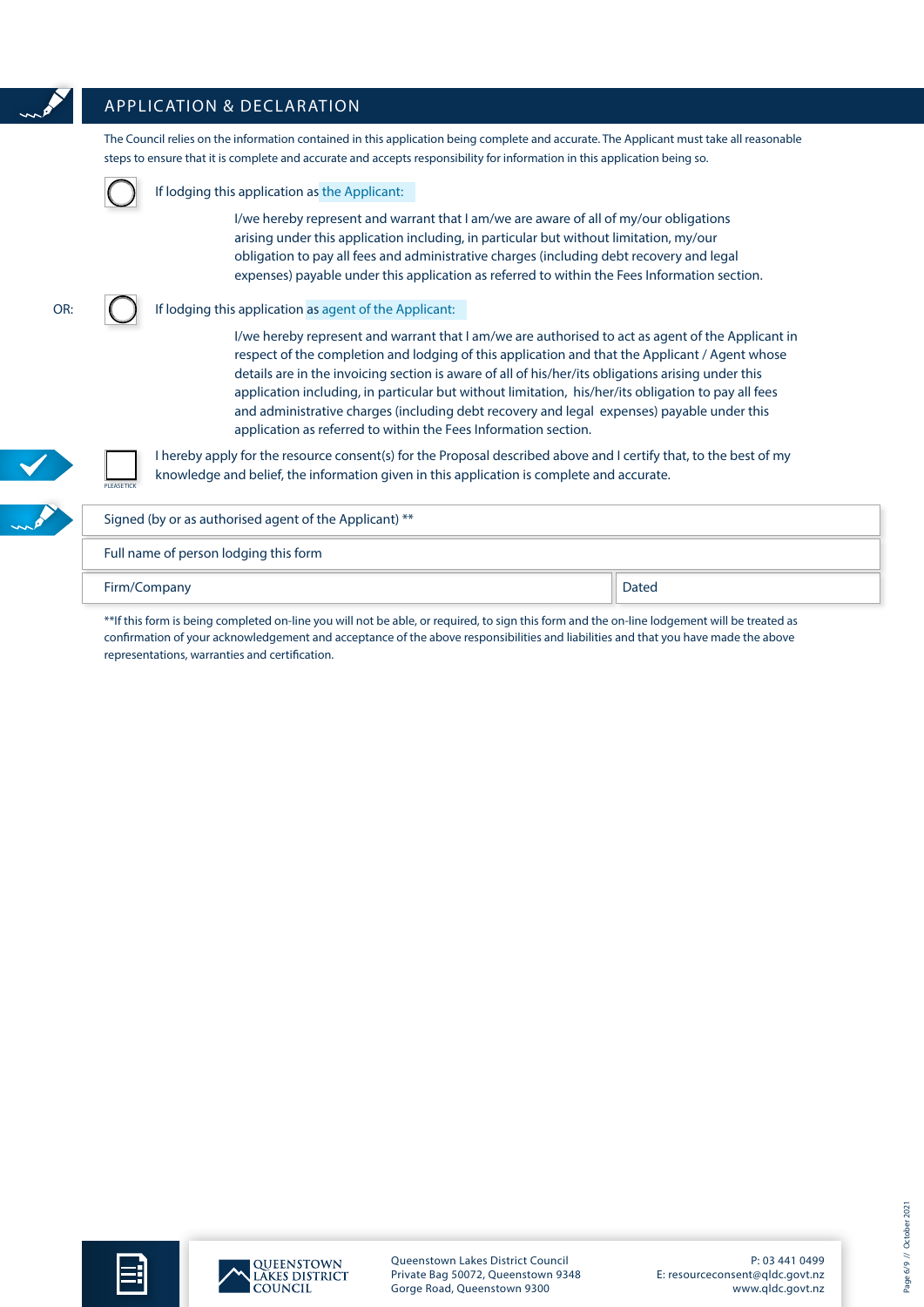## APPLICATION & DECLARATION

The Council relies on the information contained in this application being complete and accurate. The Applicant must take all reasonable steps to ensure that it is complete and accurate and accepts responsibility for information in this application being so.

○ If lodging this application as the Applicant:

I/we hereby represent and warrant that I am/we are aware of all of my/our obligations arising under this application including, in particular but without limitation, my/our obligation to pay all fees and administrative charges (including debt recovery and legal expenses) payable under this application as referred to within the Fees Information section.

OR: ○ If lodging this application as agent of the Applicant:

I/we hereby represent and warrant that I am/we are authorised to act as agent of the Applicant in respect of the completion and lodging of this application and that the Applicant / Agent whose details are in the invoicing section is aware of all of his/her/its obligations arising under this application including, in particular but without limitation, his/her/its obligation to pay all fees and administrative charges (including debt recovery and legal expenses) payable under this application as referred to within the Fees Information section.

☐ PLEASE TICK — I hereby apply for the resource consent(s) for the Proposal described above and I certify that, to the best of my knowledge and belief, the information given in this application is complete and accurate.

| Signed (by or as authorised agent of the Applicant) ** | |
|---|---|
| Full name of person lodging this form | |
| Firm/Company | Dated |

**If this form is being completed on-line you will not be able, or required, to sign this form and the on-line lodgement will be treated as confirmation of your acknowledgement and acceptance of the above responsibilities and liabilities and that you have made the above representations, warranties and certification.

QUEENSTOWN LAKES DISTRICT COUNCIL

Queenstown Lakes District Council
Private Bag 50072, Queenstown 9348
Gorge Road, Queenstown 9300

P: 03 441 0499
E: resourceconsent@qldc.govt.nz
www.qldc.govt.nz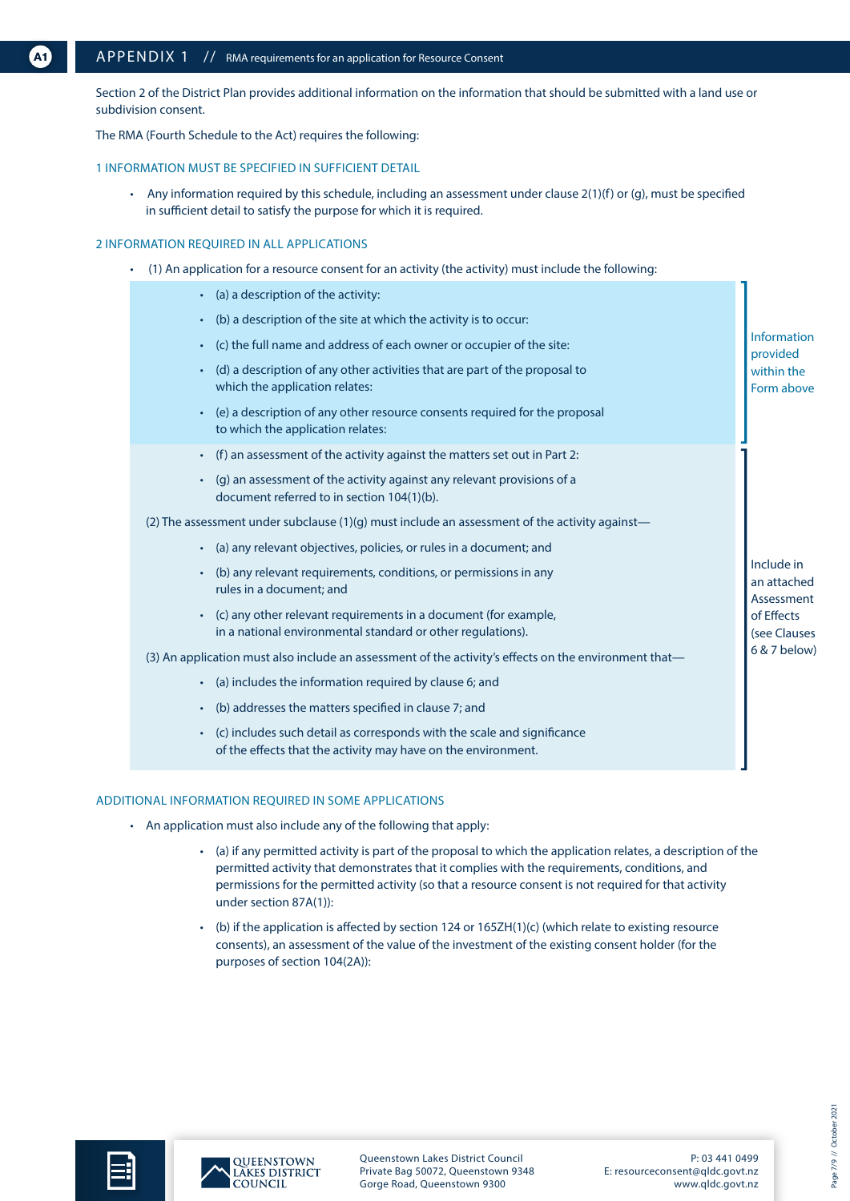# APPENDIX 1 // RMA requirements for an application for Resource Consent

Section 2 of the District Plan provides additional information on the information that should be submitted with a land use or subdivision consent.

The RMA (Fourth Schedule to the Act) requires the following:

## 1 INFORMATION MUST BE SPECIFIED IN SUFFICIENT DETAIL

- Any information required by this schedule, including an assessment under clause 2(1)(f) or (g), must be specified in sufficient detail to satisfy the purpose for which it is required.

## 2 INFORMATION REQUIRED IN ALL APPLICATIONS

- (1) An application for a resource consent for an activity (the activity) must include the following:

*Information provided within the Form above:*

  - (a) a description of the activity:
  - (b) a description of the site at which the activity is to occur:
  - (c) the full name and address of each owner or occupier of the site:
  - (d) a description of any other activities that are part of the proposal to which the application relates:
  - (e) a description of any other resource consents required for the proposal to which the application relates:

*Include in an attached Assessment of Effects (see Clauses 6 & 7 below):*

  - (f) an assessment of the activity against the matters set out in Part 2:
  - (g) an assessment of the activity against any relevant provisions of a document referred to in section 104(1)(b).

(2) The assessment under subclause (1)(g) must include an assessment of the activity against—

  - (a) any relevant objectives, policies, or rules in a document; and
  - (b) any relevant requirements, conditions, or permissions in any rules in a document; and
  - (c) any other relevant requirements in a document (for example, in a national environmental standard or other regulations).

(3) An application must also include an assessment of the activity's effects on the environment that—

  - (a) includes the information required by clause 6; and
  - (b) addresses the matters specified in clause 7; and
  - (c) includes such detail as corresponds with the scale and significance of the effects that the activity may have on the environment.

## ADDITIONAL INFORMATION REQUIRED IN SOME APPLICATIONS

- An application must also include any of the following that apply:
  - (a) if any permitted activity is part of the proposal to which the application relates, a description of the permitted activity that demonstrates that it complies with the requirements, conditions, and permissions for the permitted activity (so that a resource consent is not required for that activity under section 87A(1)):
  - (b) if the application is affected by section 124 or 165ZH(1)(c) (which relate to existing resource consents), an assessment of the value of the investment of the existing consent holder (for the purposes of section 104(2A)):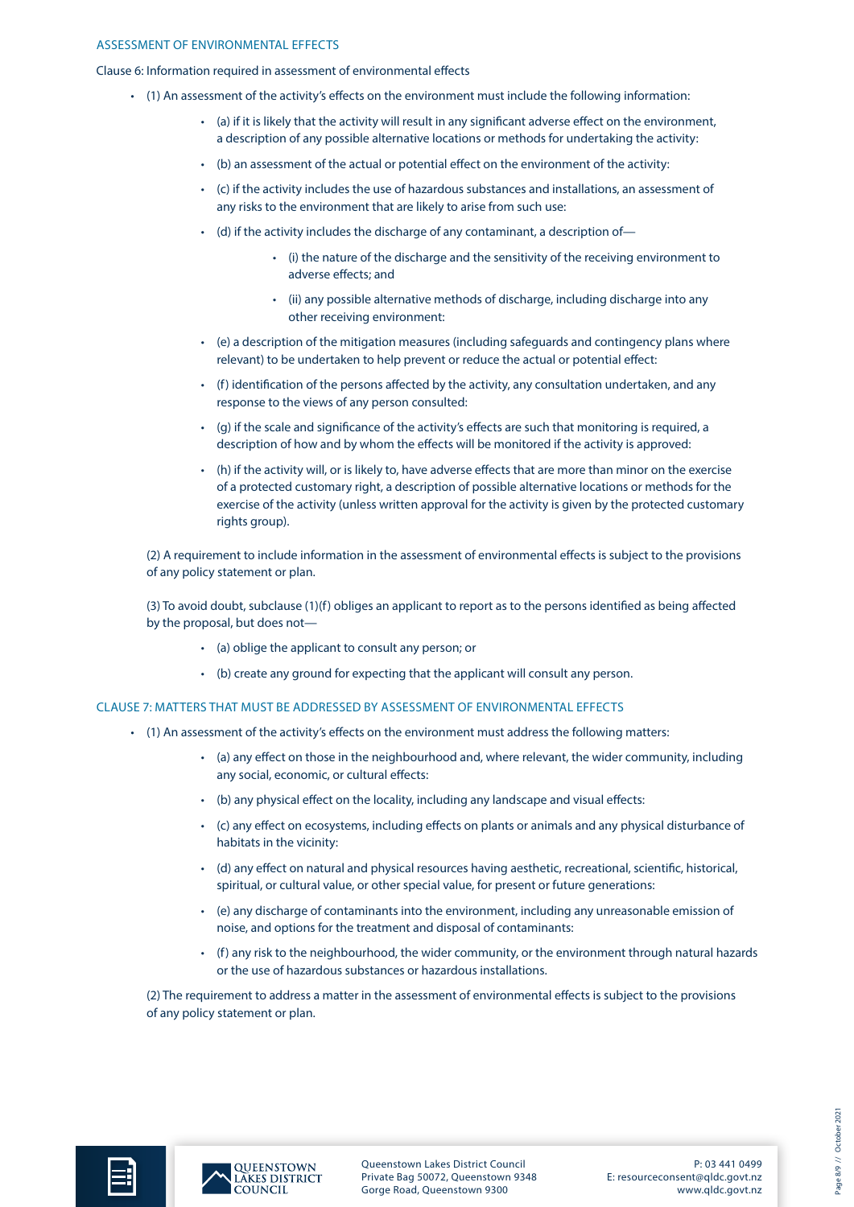## ASSESSMENT OF ENVIRONMENTAL EFFECTS

Clause 6: Information required in assessment of environmental effects

- (1) An assessment of the activity's effects on the environment must include the following information:
  - (a) if it is likely that the activity will result in any significant adverse effect on the environment, a description of any possible alternative locations or methods for undertaking the activity:
  - (b) an assessment of the actual or potential effect on the environment of the activity:
  - (c) if the activity includes the use of hazardous substances and installations, an assessment of any risks to the environment that are likely to arise from such use:
  - (d) if the activity includes the discharge of any contaminant, a description of—
    - (i) the nature of the discharge and the sensitivity of the receiving environment to adverse effects; and
    - (ii) any possible alternative methods of discharge, including discharge into any other receiving environment:
  - (e) a description of the mitigation measures (including safeguards and contingency plans where relevant) to be undertaken to help prevent or reduce the actual or potential effect:
  - (f) identification of the persons affected by the activity, any consultation undertaken, and any response to the views of any person consulted:
  - (g) if the scale and significance of the activity's effects are such that monitoring is required, a description of how and by whom the effects will be monitored if the activity is approved:
  - (h) if the activity will, or is likely to, have adverse effects that are more than minor on the exercise of a protected customary right, a description of possible alternative locations or methods for the exercise of the activity (unless written approval for the activity is given by the protected customary rights group).

  (2) A requirement to include information in the assessment of environmental effects is subject to the provisions of any policy statement or plan.

  (3) To avoid doubt, subclause (1)(f) obliges an applicant to report as to the persons identified as being affected by the proposal, but does not—
  - (a) oblige the applicant to consult any person; or
  - (b) create any ground for expecting that the applicant will consult any person.

## CLAUSE 7: MATTERS THAT MUST BE ADDRESSED BY ASSESSMENT OF ENVIRONMENTAL EFFECTS

- (1) An assessment of the activity's effects on the environment must address the following matters:
  - (a) any effect on those in the neighbourhood and, where relevant, the wider community, including any social, economic, or cultural effects:
  - (b) any physical effect on the locality, including any landscape and visual effects:
  - (c) any effect on ecosystems, including effects on plants or animals and any physical disturbance of habitats in the vicinity:
  - (d) any effect on natural and physical resources having aesthetic, recreational, scientific, historical, spiritual, or cultural value, or other special value, for present or future generations:
  - (e) any discharge of contaminants into the environment, including any unreasonable emission of noise, and options for the treatment and disposal of contaminants:
  - (f) any risk to the neighbourhood, the wider community, or the environment through natural hazards or the use of hazardous substances or hazardous installations.

  (2) The requirement to address a matter in the assessment of environmental effects is subject to the provisions of any policy statement or plan.

QUEENSTOWN LAKES DISTRICT COUNCIL

Queenstown Lakes District Council
Private Bag 50072, Queenstown 9348
Gorge Road, Queenstown 9300

P: 03 441 0499
E: resourceconsent@qldc.govt.nz
www.qldc.govt.nz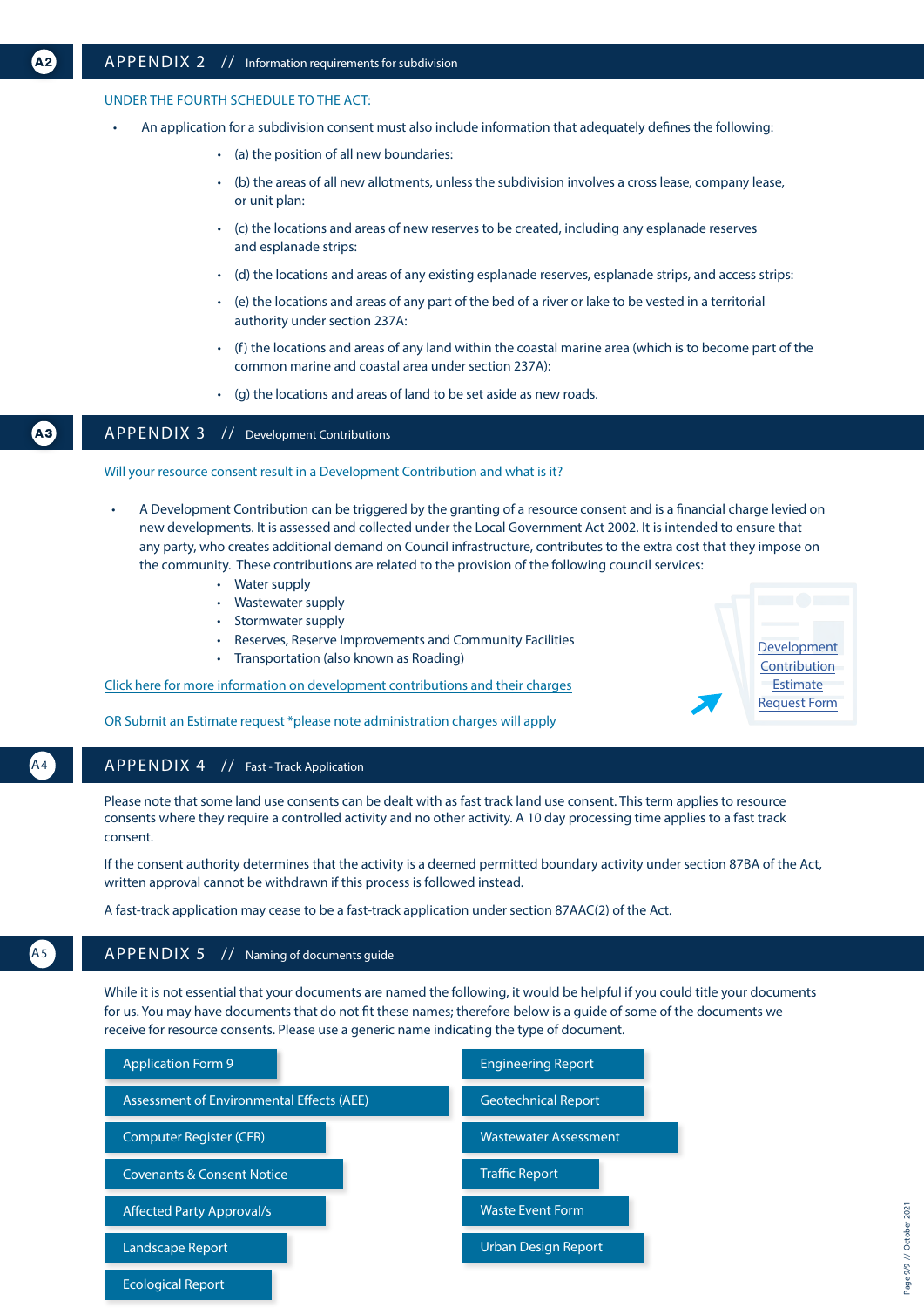## A2 APPENDIX 2 // Information requirements for subdivision

UNDER THE FOURTH SCHEDULE TO THE ACT:

- An application for a subdivision consent must also include information that adequately defines the following:
  - (a) the position of all new boundaries:
  - (b) the areas of all new allotments, unless the subdivision involves a cross lease, company lease, or unit plan:
  - (c) the locations and areas of new reserves to be created, including any esplanade reserves and esplanade strips:
  - (d) the locations and areas of any existing esplanade reserves, esplanade strips, and access strips:
  - (e) the locations and areas of any part of the bed of a river or lake to be vested in a territorial authority under section 237A:
  - (f) the locations and areas of any land within the coastal marine area (which is to become part of the common marine and coastal area under section 237A):
  - (g) the locations and areas of land to be set aside as new roads.

## A3 APPENDIX 3 // Development Contributions

Will your resource consent result in a Development Contribution and what is it?

- A Development Contribution can be triggered by the granting of a resource consent and is a financial charge levied on new developments. It is assessed and collected under the Local Government Act 2002. It is intended to ensure that any party, who creates additional demand on Council infrastructure, contributes to the extra cost that they impose on the community. These contributions are related to the provision of the following council services:
  - Water supply
  - Wastewater supply
  - Stormwater supply
  - Reserves, Reserve Improvements and Community Facilities
  - Transportation (also known as Roading)

Click here for more information on development contributions and their charges

OR Submit an Estimate request *please note administration charges will apply

Development Contribution Estimate Request Form

## A4 APPENDIX 4 // Fast - Track Application

Please note that some land use consents can be dealt with as fast track land use consent. This term applies to resource consents where they require a controlled activity and no other activity. A 10 day processing time applies to a fast track consent.

If the consent authority determines that the activity is a deemed permitted boundary activity under section 87BA of the Act, written approval cannot be withdrawn if this process is followed instead.

A fast-track application may cease to be a fast-track application under section 87AAC(2) of the Act.

## A5 APPENDIX 5 // Naming of documents guide

While it is not essential that your documents are named the following, it would be helpful if you could title your documents for us. You may have documents that do not fit these names; therefore below is a guide of some of the documents we receive for resource consents. Please use a generic name indicating the type of document.

- Application Form 9
- Assessment of Environmental Effects (AEE)
- Computer Register (CFR)
- Covenants & Consent Notice
- Affected Party Approval/s
- Landscape Report
- Ecological Report
- Engineering Report
- Geotechnical Report
- Wastewater Assessment
- Traffic Report
- Waste Event Form
- Urban Design Report